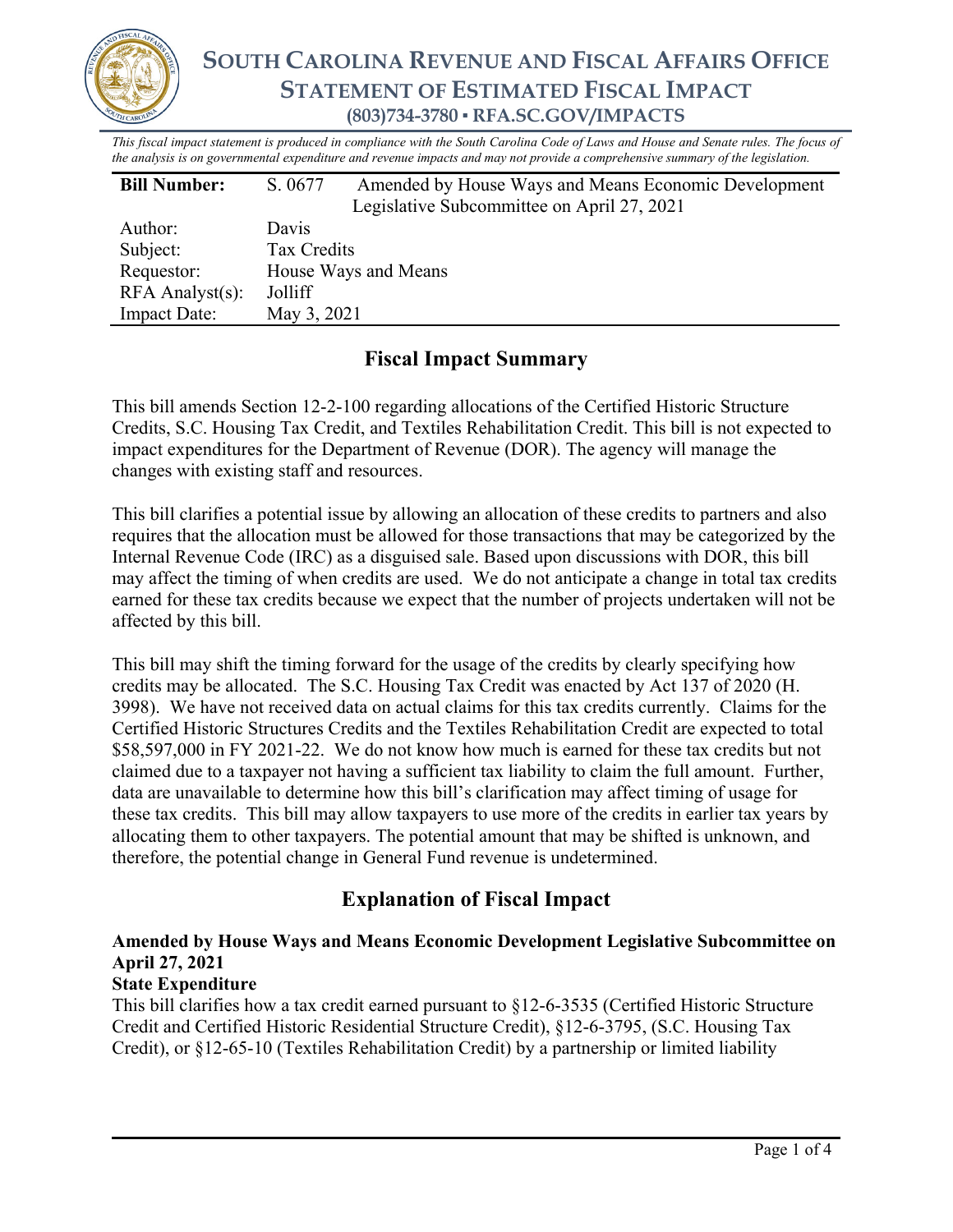# SOUTH CAROLINA REVENUE AND FISCAL AFFAIRS OFFICE
## STATEMENT OF ESTIMATED FISCAL IMPACT
**(803)734-3780 ▪ RFA.SC.GOV/IMPACTS**

*This fiscal impact statement is produced in compliance with the South Carolina Code of Laws and House and Senate rules. The focus of the analysis is on governmental expenditure and revenue impacts and may not provide a comprehensive summary of the legislation.*

| **Bill Number:** | S. 0677 Amended by House Ways and Means Economic Development Legislative Subcommittee on April 27, 2021 |
|---|---|
| Author: | Davis |
| Subject: | Tax Credits |
| Requestor: | House Ways and Means |
| RFA Analyst(s): | Jolliff |
| Impact Date: | May 3, 2021 |

## Fiscal Impact Summary

This bill amends Section 12-2-100 regarding allocations of the Certified Historic Structure Credits, S.C. Housing Tax Credit, and Textiles Rehabilitation Credit. This bill is not expected to impact expenditures for the Department of Revenue (DOR). The agency will manage the changes with existing staff and resources.

This bill clarifies a potential issue by allowing an allocation of these credits to partners and also requires that the allocation must be allowed for those transactions that may be categorized by the Internal Revenue Code (IRC) as a disguised sale. Based upon discussions with DOR, this bill may affect the timing of when credits are used. We do not anticipate a change in total tax credits earned for these tax credits because we expect that the number of projects undertaken will not be affected by this bill.

This bill may shift the timing forward for the usage of the credits by clearly specifying how credits may be allocated. The S.C. Housing Tax Credit was enacted by Act 137 of 2020 (H. 3998). We have not received data on actual claims for this tax credits currently. Claims for the Certified Historic Structures Credits and the Textiles Rehabilitation Credit are expected to total $58,597,000 in FY 2021-22. We do not know how much is earned for these tax credits but not claimed due to a taxpayer not having a sufficient tax liability to claim the full amount. Further, data are unavailable to determine how this bill's clarification may affect timing of usage for these tax credits. This bill may allow taxpayers to use more of the credits in earlier tax years by allocating them to other taxpayers. The potential amount that may be shifted is unknown, and therefore, the potential change in General Fund revenue is undetermined.

## Explanation of Fiscal Impact

### Amended by House Ways and Means Economic Development Legislative Subcommittee on April 27, 2021

**State Expenditure**

This bill clarifies how a tax credit earned pursuant to §12-6-3535 (Certified Historic Structure Credit and Certified Historic Residential Structure Credit), §12-6-3795, (S.C. Housing Tax Credit), or §12-65-10 (Textiles Rehabilitation Credit) by a partnership or limited liability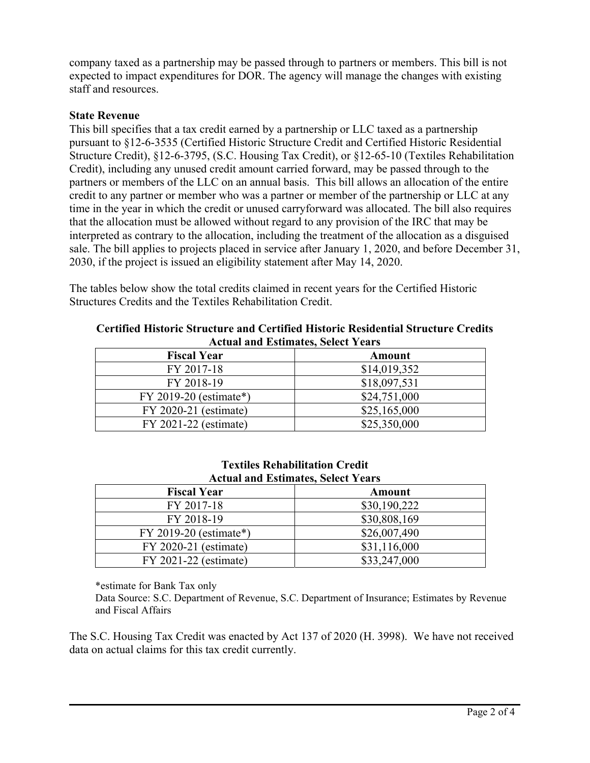company taxed as a partnership may be passed through to partners or members. This bill is not expected to impact expenditures for DOR. The agency will manage the changes with existing staff and resources.

**State Revenue**

This bill specifies that a tax credit earned by a partnership or LLC taxed as a partnership pursuant to §12-6-3535 (Certified Historic Structure Credit and Certified Historic Residential Structure Credit), §12-6-3795, (S.C. Housing Tax Credit), or §12-65-10 (Textiles Rehabilitation Credit), including any unused credit amount carried forward, may be passed through to the partners or members of the LLC on an annual basis. This bill allows an allocation of the entire credit to any partner or member who was a partner or member of the partnership or LLC at any time in the year in which the credit or unused carryforward was allocated. The bill also requires that the allocation must be allowed without regard to any provision of the IRC that may be interpreted as contrary to the allocation, including the treatment of the allocation as a disguised sale. The bill applies to projects placed in service after January 1, 2020, and before December 31, 2030, if the project is issued an eligibility statement after May 14, 2020.

The tables below show the total credits claimed in recent years for the Certified Historic Structures Credits and the Textiles Rehabilitation Credit.

**Certified Historic Structure and Certified Historic Residential Structure Credits**
**Actual and Estimates, Select Years**

| Fiscal Year | Amount |
|---|---|
| FY 2017-18 | $14,019,352 |
| FY 2018-19 | $18,097,531 |
| FY 2019-20 (estimate*) | $24,751,000 |
| FY 2020-21 (estimate) | $25,165,000 |
| FY 2021-22 (estimate) | $25,350,000 |

**Textiles Rehabilitation Credit**
**Actual and Estimates, Select Years**

| Fiscal Year | Amount |
|---|---|
| FY 2017-18 | $30,190,222 |
| FY 2018-19 | $30,808,169 |
| FY 2019-20 (estimate*) | $26,007,490 |
| FY 2020-21 (estimate) | $31,116,000 |
| FY 2021-22 (estimate) | $33,247,000 |

*estimate for Bank Tax only

Data Source: S.C. Department of Revenue, S.C. Department of Insurance; Estimates by Revenue and Fiscal Affairs

The S.C. Housing Tax Credit was enacted by Act 137 of 2020 (H. 3998). We have not received data on actual claims for this tax credit currently.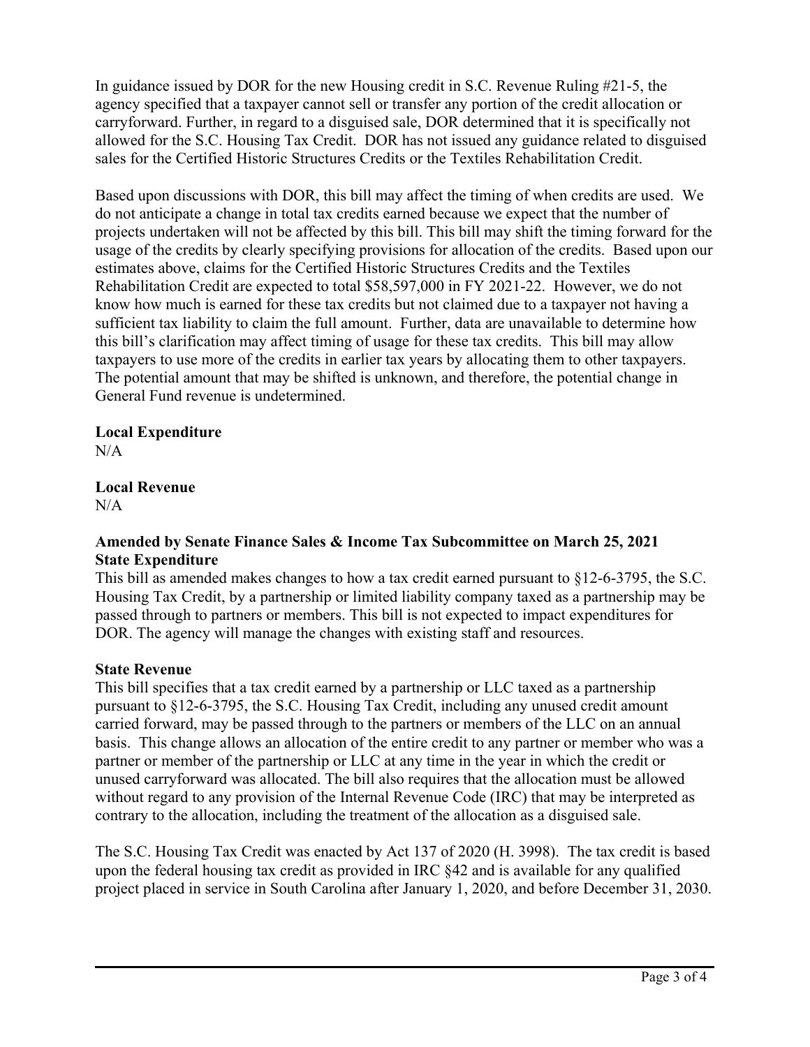In guidance issued by DOR for the new Housing credit in S.C. Revenue Ruling #21-5, the agency specified that a taxpayer cannot sell or transfer any portion of the credit allocation or carryforward. Further, in regard to a disguised sale, DOR determined that it is specifically not allowed for the S.C. Housing Tax Credit. DOR has not issued any guidance related to disguised sales for the Certified Historic Structures Credits or the Textiles Rehabilitation Credit.

Based upon discussions with DOR, this bill may affect the timing of when credits are used. We do not anticipate a change in total tax credits earned because we expect that the number of projects undertaken will not be affected by this bill. This bill may shift the timing forward for the usage of the credits by clearly specifying provisions for allocation of the credits. Based upon our estimates above, claims for the Certified Historic Structures Credits and the Textiles Rehabilitation Credit are expected to total $58,597,000 in FY 2021-22. However, we do not know how much is earned for these tax credits but not claimed due to a taxpayer not having a sufficient tax liability to claim the full amount. Further, data are unavailable to determine how this bill's clarification may affect timing of usage for these tax credits. This bill may allow taxpayers to use more of the credits in earlier tax years by allocating them to other taxpayers. The potential amount that may be shifted is unknown, and therefore, the potential change in General Fund revenue is undetermined.

**Local Expenditure**
N/A

**Local Revenue**
N/A

**Amended by Senate Finance Sales & Income Tax Subcommittee on March 25, 2021**
**State Expenditure**
This bill as amended makes changes to how a tax credit earned pursuant to §12-6-3795, the S.C. Housing Tax Credit, by a partnership or limited liability company taxed as a partnership may be passed through to partners or members. This bill is not expected to impact expenditures for DOR. The agency will manage the changes with existing staff and resources.

**State Revenue**
This bill specifies that a tax credit earned by a partnership or LLC taxed as a partnership pursuant to §12-6-3795, the S.C. Housing Tax Credit, including any unused credit amount carried forward, may be passed through to the partners or members of the LLC on an annual basis. This change allows an allocation of the entire credit to any partner or member who was a partner or member of the partnership or LLC at any time in the year in which the credit or unused carryforward was allocated. The bill also requires that the allocation must be allowed without regard to any provision of the Internal Revenue Code (IRC) that may be interpreted as contrary to the allocation, including the treatment of the allocation as a disguised sale.

The S.C. Housing Tax Credit was enacted by Act 137 of 2020 (H. 3998). The tax credit is based upon the federal housing tax credit as provided in IRC §42 and is available for any qualified project placed in service in South Carolina after January 1, 2020, and before December 31, 2030.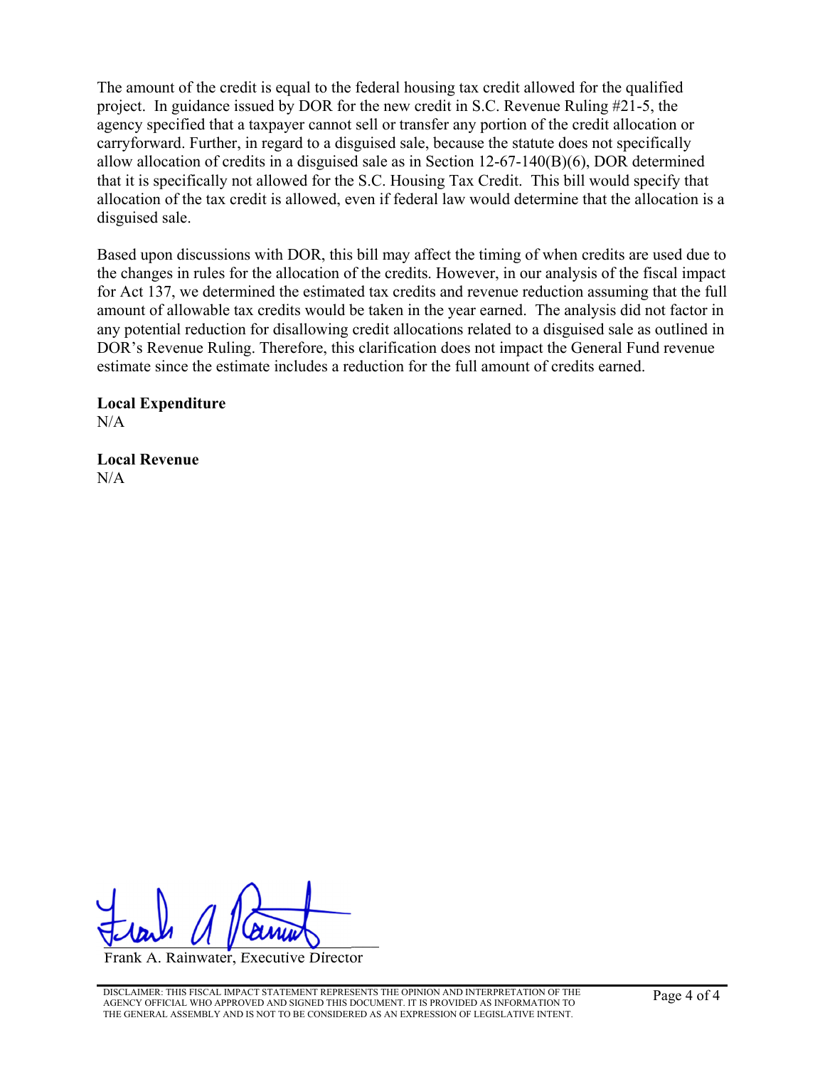The amount of the credit is equal to the federal housing tax credit allowed for the qualified project. In guidance issued by DOR for the new credit in S.C. Revenue Ruling #21-5, the agency specified that a taxpayer cannot sell or transfer any portion of the credit allocation or carryforward. Further, in regard to a disguised sale, because the statute does not specifically allow allocation of credits in a disguised sale as in Section 12-67-140(B)(6), DOR determined that it is specifically not allowed for the S.C. Housing Tax Credit. This bill would specify that allocation of the tax credit is allowed, even if federal law would determine that the allocation is a disguised sale.

Based upon discussions with DOR, this bill may affect the timing of when credits are used due to the changes in rules for the allocation of the credits. However, in our analysis of the fiscal impact for Act 137, we determined the estimated tax credits and revenue reduction assuming that the full amount of allowable tax credits would be taken in the year earned. The analysis did not factor in any potential reduction for disallowing credit allocations related to a disguised sale as outlined in DOR's Revenue Ruling. Therefore, this clarification does not impact the General Fund revenue estimate since the estimate includes a reduction for the full amount of credits earned.

**Local Expenditure**
N/A

**Local Revenue**
N/A

Frank A. Rainwater, Executive Director

DISCLAIMER: THIS FISCAL IMPACT STATEMENT REPRESENTS THE OPINION AND INTERPRETATION OF THE AGENCY OFFICIAL WHO APPROVED AND SIGNED THIS DOCUMENT. IT IS PROVIDED AS INFORMATION TO THE GENERAL ASSEMBLY AND IS NOT TO BE CONSIDERED AS AN EXPRESSION OF LEGISLATIVE INTENT.